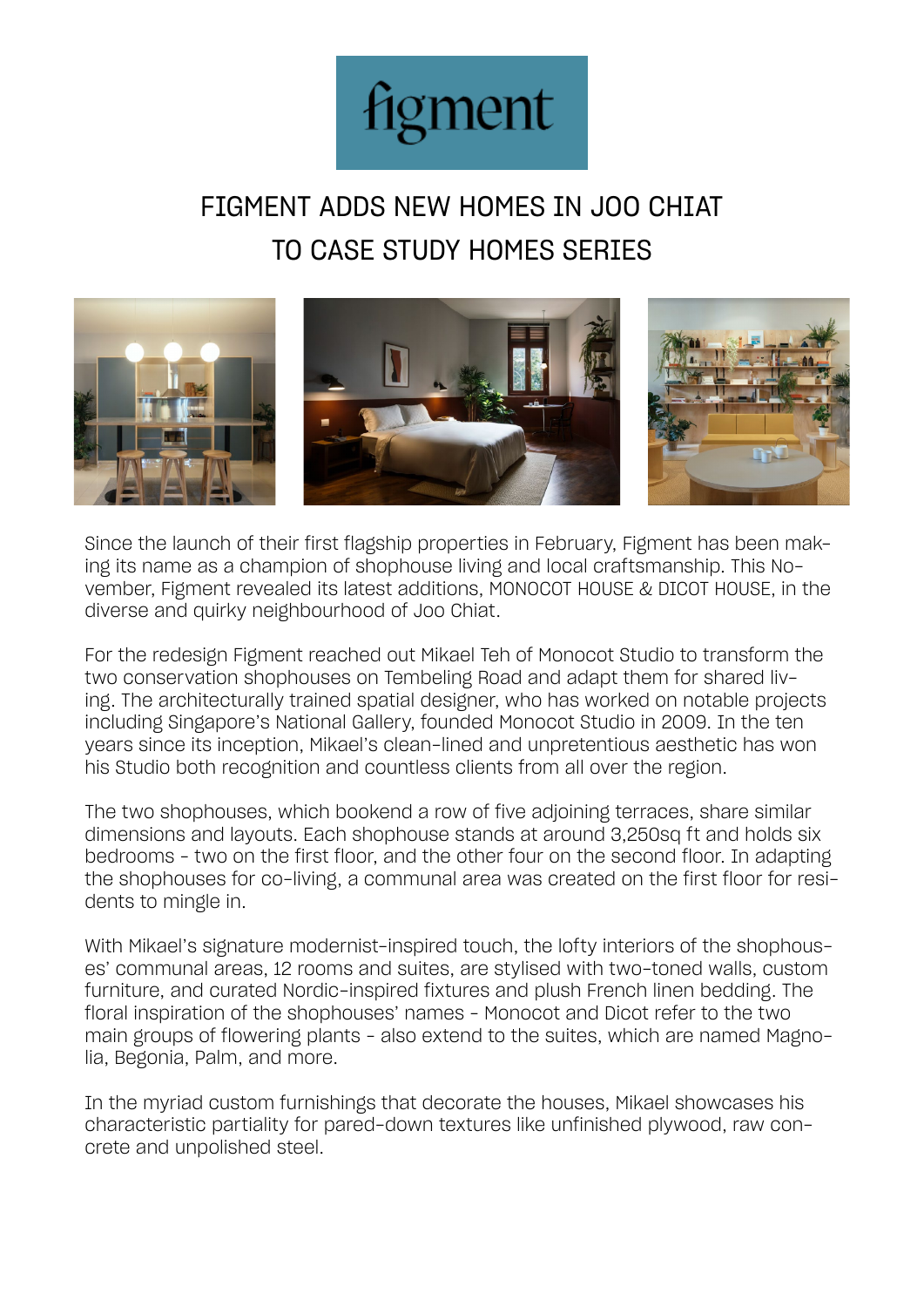figment

# FIGMENT ADDS NEW HOMES IN JOO CHIAT TO CASE STUDY HOMES SERIES

Since the launch of their first flagship properties in February, Figment has been making its name as a champion of shophouse living and local craftsmanship. This November, Figment revealed its latest additions, MONOCOT HOUSE & DICOT HOUSE, in the diverse and quirky neighbourhood of Joo Chiat.

For the redesign Figment reached out Mikael Teh of Monocot Studio to transform the two conservation shophouses on Tembeling Road and adapt them for shared living. The architecturally trained spatial designer, who has worked on notable projects including Singapore's National Gallery, founded Monocot Studio in 2009. In the ten years since its inception, Mikael's clean-lined and unpretentious aesthetic has won his Studio both recognition and countless clients from all over the region.

The two shophouses, which bookend a row of five adjoining terraces, share similar dimensions and layouts. Each shophouse stands at around 3,250sq ft and holds six bedrooms - two on the first floor, and the other four on the second floor. In adapting the shophouses for co-living, a communal area was created on the first floor for residents to mingle in.

With Mikael's signature modernist-inspired touch, the lofty interiors of the shophouses' communal areas, 12 rooms and suites, are stylised with two-toned walls, custom furniture, and curated Nordic-inspired fixtures and plush French linen bedding. The floral inspiration of the shophouses' names - Monocot and Dicot refer to the two main groups of flowering plants - also extend to the suites, which are named Magnolia, Begonia, Palm, and more.

In the myriad custom furnishings that decorate the houses, Mikael showcases his characteristic partiality for pared-down textures like unfinished plywood, raw concrete and unpolished steel.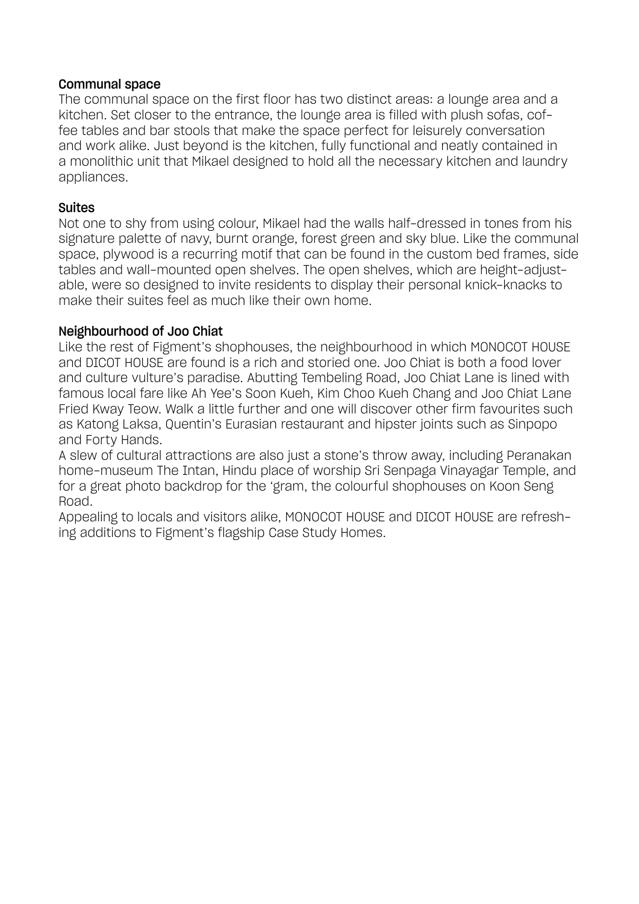### Communal space

The communal space on the first floor has two distinct areas: a lounge area and a kitchen. Set closer to the entrance, the lounge area is filled with plush sofas, coffee tables and bar stools that make the space perfect for leisurely conversation and work alike. Just beyond is the kitchen, fully functional and neatly contained in a monolithic unit that Mikael designed to hold all the necessary kitchen and laundry appliances.

### Suites

Not one to shy from using colour, Mikael had the walls half-dressed in tones from his signature palette of navy, burnt orange, forest green and sky blue. Like the communal space, plywood is a recurring motif that can be found in the custom bed frames, side tables and wall-mounted open shelves. The open shelves, which are height-adjustable, were so designed to invite residents to display their personal knick-knacks to make their suites feel as much like their own home.

### Neighbourhood of Joo Chiat

Like the rest of Figment's shophouses, the neighbourhood in which MONOCOT HOUSE and DICOT HOUSE are found is a rich and storied one. Joo Chiat is both a food lover and culture vulture's paradise. Abutting Tembeling Road, Joo Chiat Lane is lined with famous local fare like Ah Yee's Soon Kueh, Kim Choo Kueh Chang and Joo Chiat Lane Fried Kway Teow. Walk a little further and one will discover other firm favourites such as Katong Laksa, Quentin's Eurasian restaurant and hipster joints such as Sinpopo and Forty Hands.

A slew of cultural attractions are also just a stone's throw away, including Peranakan home-museum The Intan, Hindu place of worship Sri Senpaga Vinayagar Temple, and for a great photo backdrop for the 'gram, the colourful shophouses on Koon Seng Road.

Appealing to locals and visitors alike, MONOCOT HOUSE and DICOT HOUSE are refreshing additions to Figment's flagship Case Study Homes.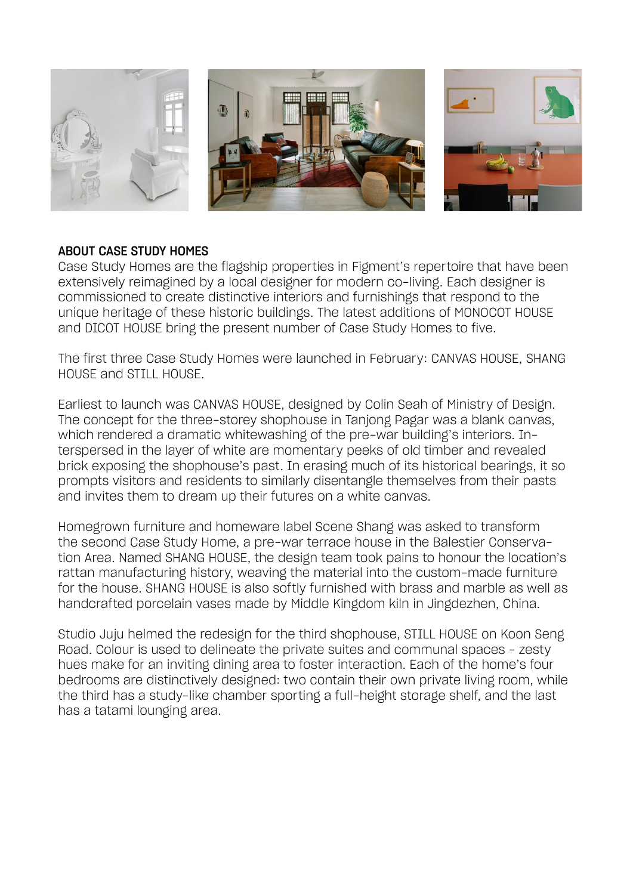## ABOUT CASE STUDY HOMES

Case Study Homes are the flagship properties in Figment's repertoire that have been extensively reimagined by a local designer for modern co-living. Each designer is commissioned to create distinctive interiors and furnishings that respond to the unique heritage of these historic buildings. The latest additions of MONOCOT HOUSE and DICOT HOUSE bring the present number of Case Study Homes to five.

The first three Case Study Homes were launched in February: CANVAS HOUSE, SHANG HOUSE and STILL HOUSE.

Earliest to launch was CANVAS HOUSE, designed by Colin Seah of Ministry of Design. The concept for the three-storey shophouse in Tanjong Pagar was a blank canvas, which rendered a dramatic whitewashing of the pre-war building's interiors. Interspersed in the layer of white are momentary peeks of old timber and revealed brick exposing the shophouse's past. In erasing much of its historical bearings, it so prompts visitors and residents to similarly disentangle themselves from their pasts and invites them to dream up their futures on a white canvas.

Homegrown furniture and homeware label Scene Shang was asked to transform the second Case Study Home, a pre-war terrace house in the Balestier Conservation Area. Named SHANG HOUSE, the design team took pains to honour the location's rattan manufacturing history, weaving the material into the custom-made furniture for the house. SHANG HOUSE is also softly furnished with brass and marble as well as handcrafted porcelain vases made by Middle Kingdom kiln in Jingdezhen, China.

Studio Juju helmed the redesign for the third shophouse, STILL HOUSE on Koon Seng Road. Colour is used to delineate the private suites and communal spaces - zesty hues make for an inviting dining area to foster interaction. Each of the home's four bedrooms are distinctively designed: two contain their own private living room, while the third has a study-like chamber sporting a full-height storage shelf, and the last has a tatami lounging area.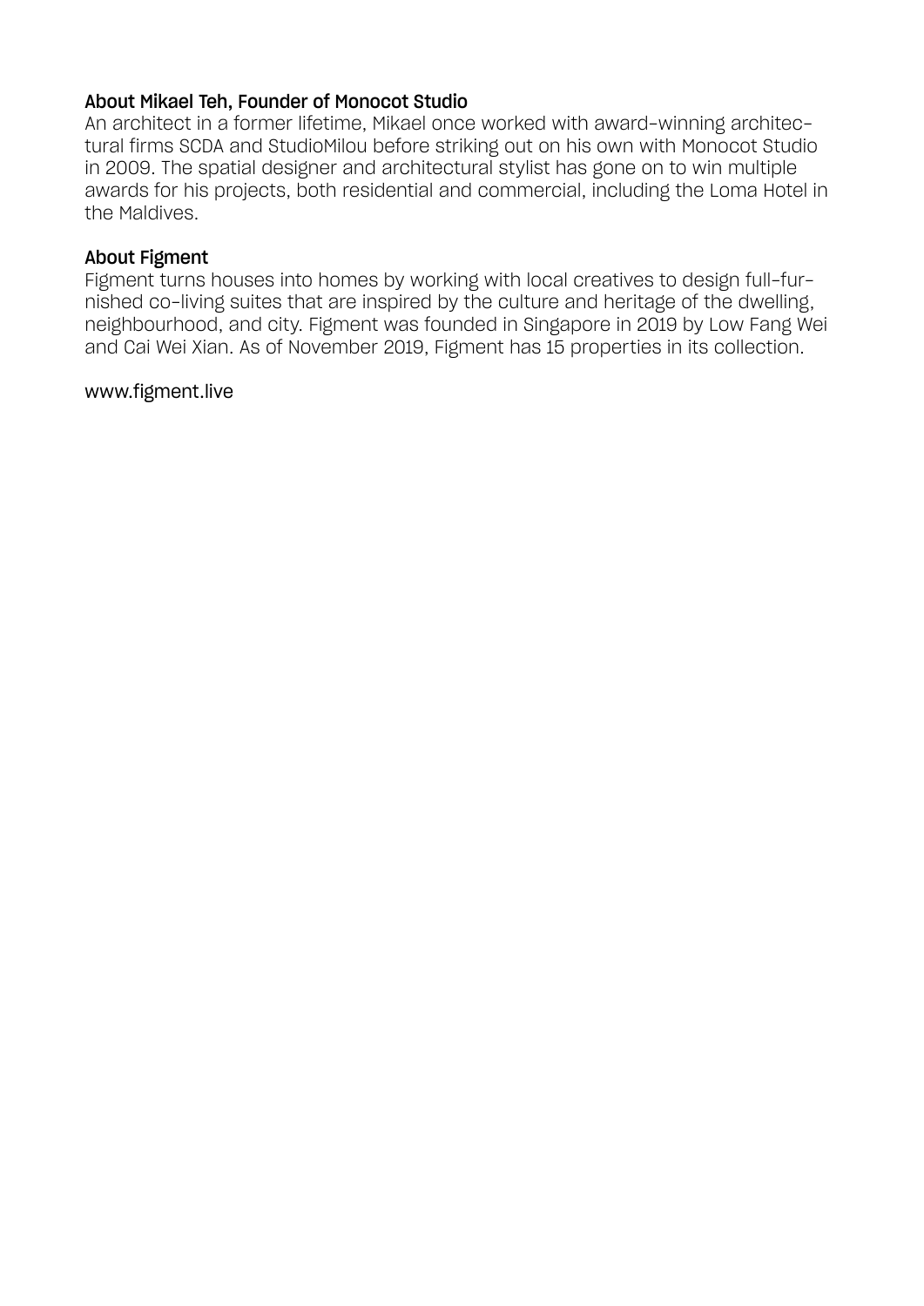**About Mikael Teh, Founder of Monocot Studio**

An architect in a former lifetime, Mikael once worked with award-winning architectural firms SCDA and StudioMilou before striking out on his own with Monocot Studio in 2009. The spatial designer and architectural stylist has gone on to win multiple awards for his projects, both residential and commercial, including the Loma Hotel in the Maldives.

**About Figment**

Figment turns houses into homes by working with local creatives to design full-furnished co-living suites that are inspired by the culture and heritage of the dwelling, neighbourhood, and city. Figment was founded in Singapore in 2019 by Low Fang Wei and Cai Wei Xian. As of November 2019, Figment has 15 properties in its collection.

www.figment.live